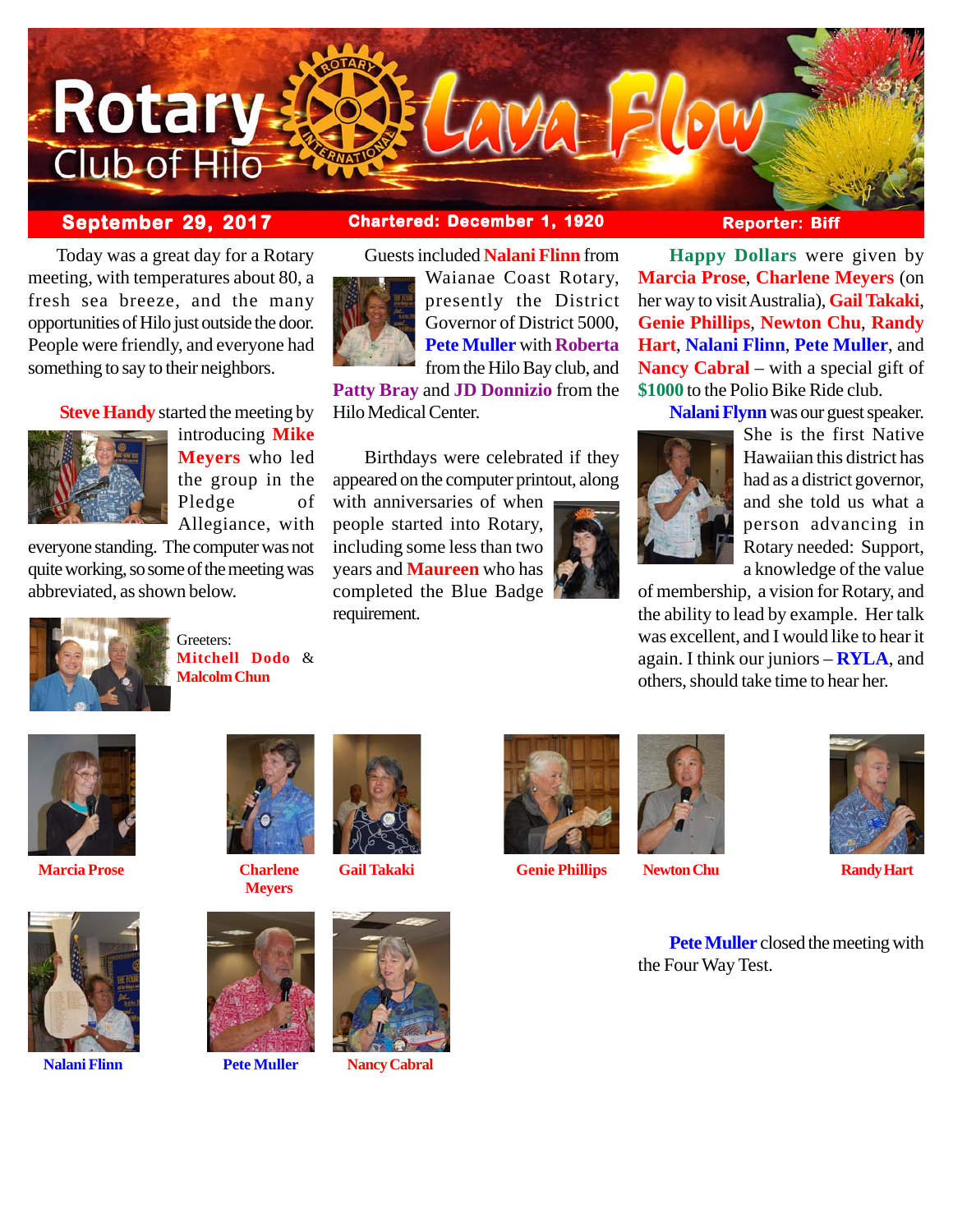# Rotary Club of Hilo — Lava Flow

**September 29, 2017** | **Chartered: December 1, 1920** | **Reporter: Biff**

Today was a great day for a Rotary meeting, with temperatures about 80, a fresh sea breeze, and the many opportunities of Hilo just outside the door. People were friendly, and everyone had something to say to their neighbors.

**Steve Handy** started the meeting by introducing **Mike Meyers** who led the group in the Pledge of Allegiance, with everyone standing. The computer was not quite working, so some of the meeting was abbreviated, as shown below.

Greeters: **Mitchell Dodo** & **Malcolm Chun**

Guests included **Nalani Flinn** from Waianae Coast Rotary, presently the District Governor of District 5000, **Pete Muller** with **Roberta** from the Hilo Bay club, and **Patty Bray** and **JD Donnizio** from the Hilo Medical Center.

Birthdays were celebrated if they appeared on the computer printout, along with anniversaries of when people started into Rotary, including some less than two years and **Maureen** who has completed the Blue Badge requirement.

**Happy Dollars** were given by **Marcia Prose**, **Charlene Meyers** (on her way to visit Australia), **Gail Takaki**, **Genie Phillips**, **Newton Chu**, **Randy Hart**, **Nalani Flinn**, **Pete Muller**, and **Nancy Cabral** – with a special gift of **$1000** to the Polio Bike Ride club.

**Nalani Flynn** was our guest speaker. She is the first Native Hawaiian this district has had as a district governor, and she told us what a person advancing in Rotary needed: Support, a knowledge of the value of membership, a vision for Rotary, and the ability to lead by example. Her talk was excellent, and I would like to hear it again. I think our juniors – **RYLA**, and others, should take time to hear her.

Marcia Prose

Charlene Meyers

Gail Takaki

Genie Phillips

Newton Chu

Randy Hart

Nalani Flinn

Pete Muller

Nancy Cabral

**Pete Muller** closed the meeting with the Four Way Test.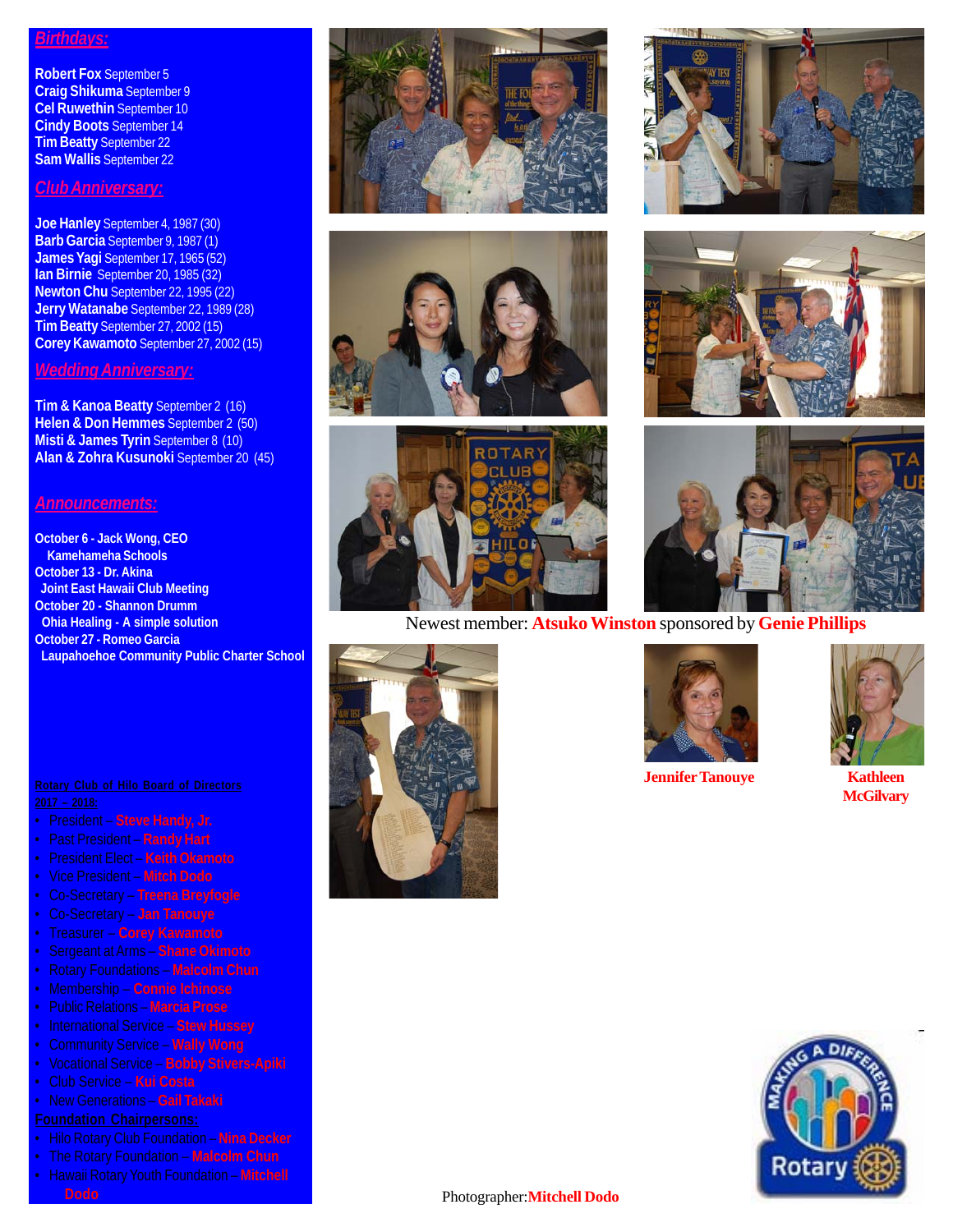## Birthdays:

**Robert Fox** September 5
**Craig Shikuma** September 9
**Cel Ruwethin** September 10
**Cindy Boots** September 14
**Tim Beatty** September 22
**Sam Wallis** September 22

## Club Anniversary:

**Joe Hanley** September 4, 1987 (30)
**Barb Garcia** September 9, 1987 (1)
**James Yagi** September 17, 1965 (52)
**Ian Birnie** September 20, 1985 (32)
**Newton Chu** September 22, 1995 (22)
**Jerry Watanabe** September 22, 1989 (28)
**Tim Beatty** September 27, 2002 (15)
**Corey Kawamoto** September 27, 2002 (15)

## Wedding Anniversary:

**Tim & Kanoa Beatty** September 2 (16)
**Helen & Don Hemmes** September 2 (50)
**Misti & James Tyrin** September 8 (10)
**Alan & Zohra Kusunoki** September 20 (45)

## Announcements:

**October 6 - Jack Wong, CEO**
**Kamehameha Schools**
**October 13 - Dr. Akina**
**Joint East Hawaii Club Meeting**
**October 20 - Shannon Drumm**
**Ohia Healing - A simple solution**
**October 27 - Romeo Garcia**
**Laupahoehoe Community Public Charter School**

**Rotary Club of Hilo Board of Directors 2017 – 2018:**

- President – **Steve Handy, Jr.**
- Past President – **Randy Hart**
- President Elect – **Keith Okamoto**
- Vice President – **Mitch Dodo**
- Co-Secretary – **Treena Breyfogle**
- Co-Secretary – **Jan Tanouye**
- Treasurer – **Corey Kawamoto**
- Sergeant at Arms – **Shane Okimoto**
- Rotary Foundations – **Malcolm Chun**
- Membership – **Connie Ichinose**
- Public Relations – **Marcia Prose**
- International Service – **Stew Hussey**
- Community Service – **Wally Wong**
- Vocational Service – **Bobby Stivers-Apiki**
- Club Service – **Kui Costa**
- New Generations – **Gail Takaki**

**Foundation Chairpersons:**

- Hilo Rotary Club Foundation – **Nina Decker**
- The Rotary Foundation – **Malcolm Chun**
- Hawaii Rotary Youth Foundation – **Mitchell Dodo**

Newest member: **Atsuko Winston** sponsored by **Genie Phillips**

**Jennifer Tanouye**

**Kathleen McGilvary**

Photographer: **Mitchell Dodo**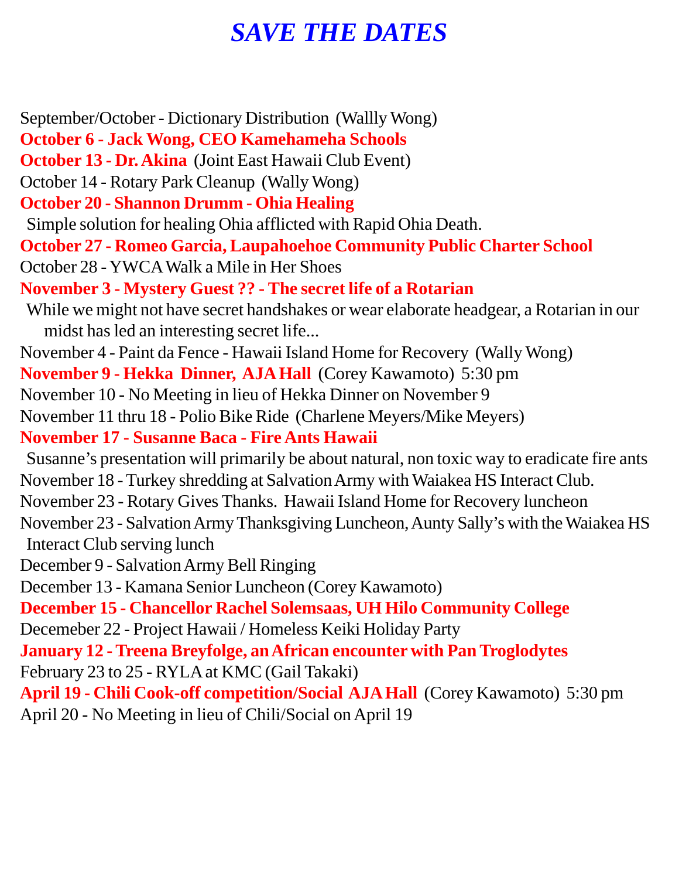# *SAVE THE DATES*

September/October - Dictionary Distribution (Wallly Wong)

**October 6 - Jack Wong, CEO Kamehameha Schools**

**October 13 - Dr. Akina** (Joint East Hawaii Club Event)

October 14 - Rotary Park Cleanup (Wally Wong)

**October 20 - Shannon Drumm - Ohia Healing**

Simple solution for healing Ohia afflicted with Rapid Ohia Death.

**October 27 - Romeo Garcia, Laupahoehoe Community Public Charter School**

October 28 - YWCA Walk a Mile in Her Shoes

**November 3 - Mystery Guest ?? - The secret life of a Rotarian**

While we might not have secret handshakes or wear elaborate headgear, a Rotarian in our midst has led an interesting secret life...

November 4 - Paint da Fence - Hawaii Island Home for Recovery (Wally Wong)

**November 9 - Hekka Dinner, AJA Hall** (Corey Kawamoto) 5:30 pm

November 10 - No Meeting in lieu of Hekka Dinner on November 9

November 11 thru 18 - Polio Bike Ride (Charlene Meyers/Mike Meyers)

**November 17 - Susanne Baca - Fire Ants Hawaii**

Susanne's presentation will primarily be about natural, non toxic way to eradicate fire ants

November 18 - Turkey shredding at Salvation Army with Waiakea HS Interact Club.

November 23 - Rotary Gives Thanks. Hawaii Island Home for Recovery luncheon

November 23 - Salvation Army Thanksgiving Luncheon, Aunty Sally's with the Waiakea HS Interact Club serving lunch

December 9 - Salvation Army Bell Ringing

December 13 - Kamana Senior Luncheon (Corey Kawamoto)

**December 15 - Chancellor Rachel Solemsaas, UH Hilo Community College**

Decemeber 22 - Project Hawaii / Homeless Keiki Holiday Party

**January 12 - Treena Breyfolge, an African encounter with Pan Troglodytes**

February 23 to 25 - RYLA at KMC (Gail Takaki)

**April 19 - Chili Cook-off competition/Social AJA Hall** (Corey Kawamoto) 5:30 pm

April 20 - No Meeting in lieu of Chili/Social on April 19